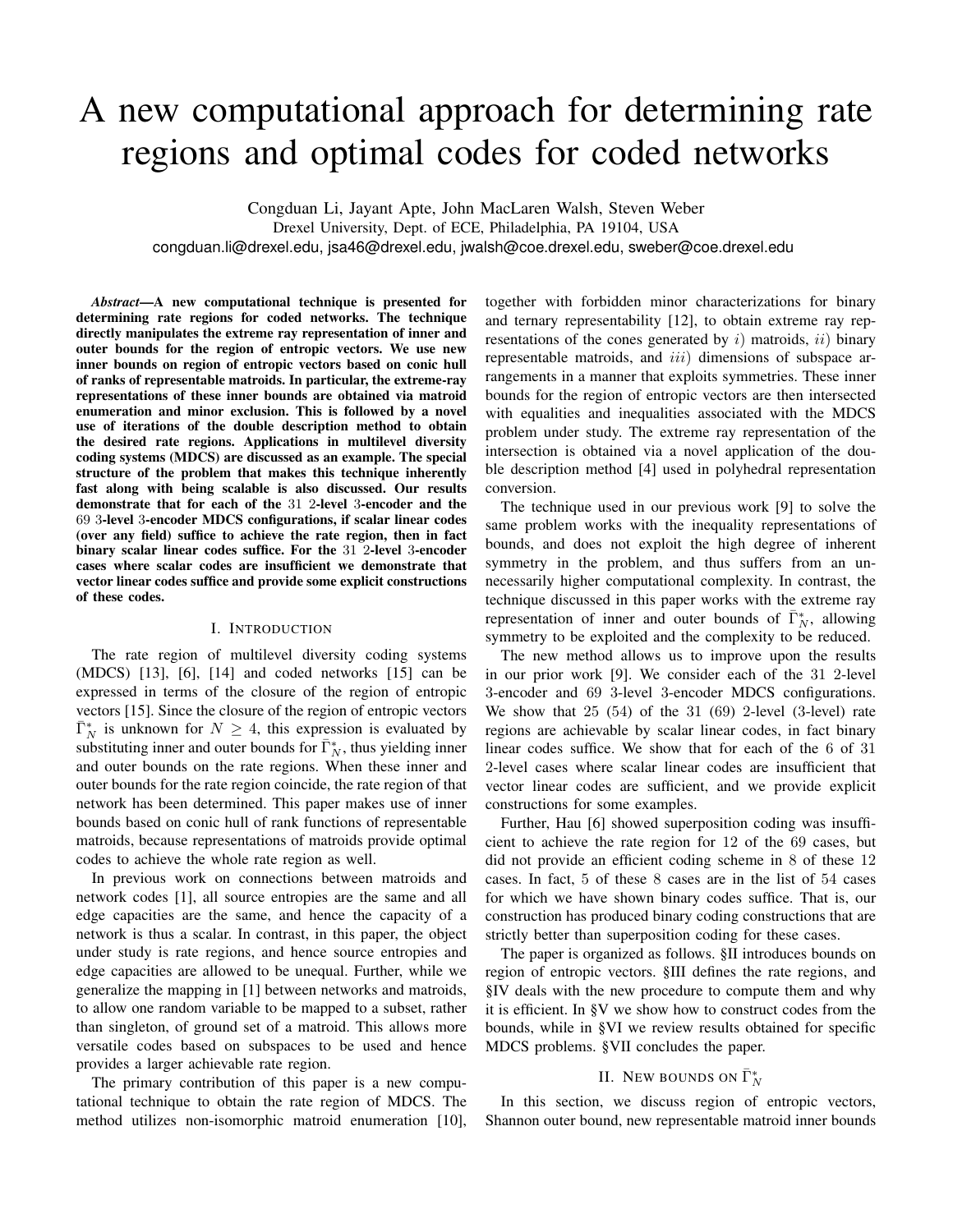# A new computational approach for determining rate regions and optimal codes for coded networks

Congduan Li, Jayant Apte, John MacLaren Walsh, Steven Weber
Drexel University, Dept. of ECE, Philadelphia, PA 19104, USA
congduan.li@drexel.edu, jsa46@drexel.edu, jwalsh@coe.drexel.edu, sweber@coe.drexel.edu

***Abstract*—A new computational technique is presented for determining rate regions for coded networks. The technique directly manipulates the extreme ray representation of inner and outer bounds for the region of entropic vectors. We use new inner bounds on region of entropic vectors based on conic hull of ranks of representable matroids. In particular, the extreme-ray representations of these inner bounds are obtained via matroid enumeration and minor exclusion. This is followed by a novel use of iterations of the double description method to obtain the desired rate regions. Applications in multilevel diversity coding systems (MDCS) are discussed as an example. The special structure of the problem that makes this technique inherently fast along with being scalable is also discussed. Our results demonstrate that for each of the 31 2-level 3-encoder and the 69 3-level 3-encoder MDCS configurations, if scalar linear codes (over any field) suffice to achieve the rate region, then in fact binary scalar linear codes suffice. For the 31 2-level 3-encoder cases where scalar codes are insufficient we demonstrate that vector linear codes suffice and provide some explicit constructions of these codes.**

## I. Introduction

The rate region of multilevel diversity coding systems (MDCS) [13], [6], [14] and coded networks [15] can be expressed in terms of the closure of the region of entropic vectors [15]. Since the closure of the region of entropic vectors $\bar{\Gamma}_N^*$ is unknown for $N \geq 4$, this expression is evaluated by substituting inner and outer bounds for $\bar{\Gamma}_N^*$, thus yielding inner and outer bounds on the rate regions. When these inner and outer bounds for the rate region coincide, the rate region of that network has been determined. This paper makes use of inner bounds based on conic hull of rank functions of representable matroids, because representations of matroids provide optimal codes to achieve the whole rate region as well.

In previous work on connections between matroids and network codes [1], all source entropies are the same and all edge capacities are the same, and hence the capacity of a network is thus a scalar. In contrast, in this paper, the object under study is rate regions, and hence source entropies and edge capacities are allowed to be unequal. Further, while we generalize the mapping in [1] between networks and matroids, to allow one random variable to be mapped to a subset, rather than singleton, of ground set of a matroid. This allows more versatile codes based on subspaces to be used and hence provides a larger achievable rate region.

The primary contribution of this paper is a new computational technique to obtain the rate region of MDCS. The method utilizes non-isomorphic matroid enumeration [10], together with forbidden minor characterizations for binary and ternary representability [12], to obtain extreme ray representations of the cones generated by $i)$ matroids, $ii)$ binary representable matroids, and $iii)$ dimensions of subspace arrangements in a manner that exploits symmetries. These inner bounds for the region of entropic vectors are then intersected with equalities and inequalities associated with the MDCS problem under study. The extreme ray representation of the intersection is obtained via a novel application of the double description method [4] used in polyhedral representation conversion.

The technique used in our previous work [9] to solve the same problem works with the inequality representations of bounds, and does not exploit the high degree of inherent symmetry in the problem, and thus suffers from an unnecessarily higher computational complexity. In contrast, the technique discussed in this paper works with the extreme ray representation of inner and outer bounds of $\bar{\Gamma}_N^*$, allowing symmetry to be exploited and the complexity to be reduced.

The new method allows us to improve upon the results in our prior work [9]. We consider each of the 31 2-level 3-encoder and 69 3-level 3-encoder MDCS configurations. We show that 25 (54) of the 31 (69) 2-level (3-level) rate regions are achievable by scalar linear codes, in fact binary linear codes suffice. We show that for each of the 6 of 31 2-level cases where scalar linear codes are insufficient that vector linear codes are sufficient, and we provide explicit constructions for some examples.

Further, Hau [6] showed superposition coding was insufficient to achieve the rate region for 12 of the 69 cases, but did not provide an efficient coding scheme in 8 of these 12 cases. In fact, 5 of these 8 cases are in the list of 54 cases for which we have shown binary codes suffice. That is, our construction has produced binary coding constructions that are strictly better than superposition coding for these cases.

The paper is organized as follows. §II introduces bounds on region of entropic vectors. §III defines the rate regions, and §IV deals with the new procedure to compute them and why it is efficient. In §V we show how to construct codes from the bounds, while in §VI we review results obtained for specific MDCS problems. §VII concludes the paper.

## II. New bounds on $\bar{\Gamma}_N^*$

In this section, we discuss region of entropic vectors, Shannon outer bound, new representable matroid inner bounds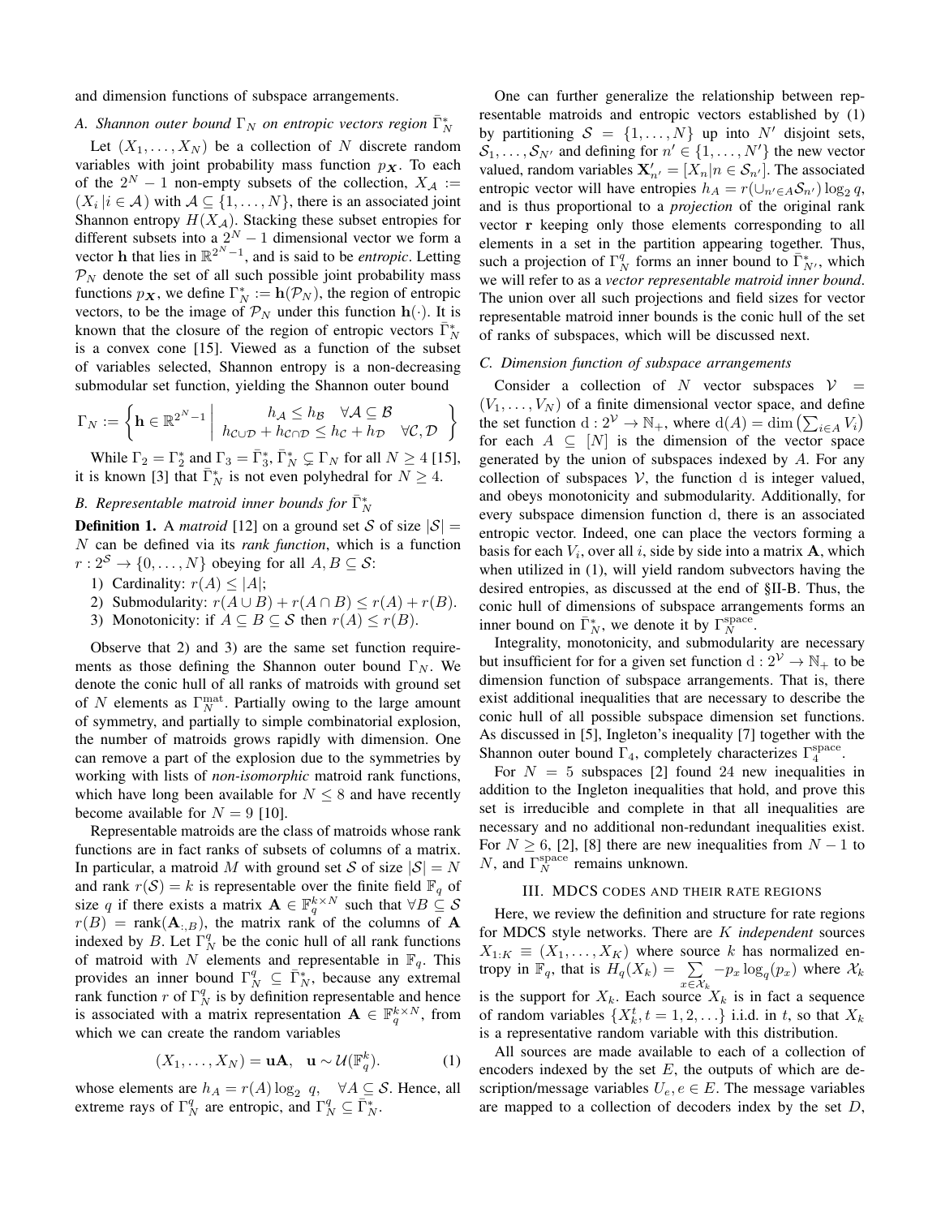and dimension functions of subspace arrangements.

### A. Shannon outer bound $\Gamma_N$ on entropic vectors region $\bar{\Gamma}_N^*$

Let $(X_1, \ldots, X_N)$ be a collection of $N$ discrete random variables with joint probability mass function $p_{\boldsymbol{X}}$. To each of the $2^N - 1$ non-empty subsets of the collection, $X_{\mathcal{A}} := (X_i \,|\, i \in \mathcal{A})$ with $\mathcal{A} \subseteq \{1, \ldots, N\}$, there is an associated joint Shannon entropy $H(X_{\mathcal{A}})$. Stacking these subset entropies for different subsets into a $2^N - 1$ dimensional vector we form a vector $\mathbf{h}$ that lies in $\mathbb{R}^{2^N-1}$, and is said to be *entropic*. Letting $\mathcal{P}_N$ denote the set of all such possible joint probability mass functions $p_{\boldsymbol{X}}$, we define $\Gamma_N^* := \mathbf{h}(\mathcal{P}_N)$, the region of entropic vectors, to be the image of $\mathcal{P}_N$ under this function $\mathbf{h}(\cdot)$. It is known that the closure of the region of entropic vectors $\bar{\Gamma}_N^*$ is a convex cone [15]. Viewed as a function of the subset of variables selected, Shannon entropy is a non-decreasing submodular set function, yielding the Shannon outer bound

$$\Gamma_N := \left\{ \mathbf{h} \in \mathbb{R}^{2^N-1} \;\middle|\; \begin{array}{c} h_{\mathcal{A}} \leq h_{\mathcal{B}} \quad \forall \mathcal{A} \subseteq \mathcal{B} \\ h_{\mathcal{C} \cup \mathcal{D}} + h_{\mathcal{C} \cap \mathcal{D}} \leq h_{\mathcal{C}} + h_{\mathcal{D}} \quad \forall \mathcal{C}, \mathcal{D} \end{array} \right\}$$

While $\Gamma_2 = \Gamma_2^*$ and $\Gamma_3 = \bar{\Gamma}_3^*$, $\bar{\Gamma}_N^* \subsetneq \Gamma_N$ for all $N \geq 4$ [15], it is known [3] that $\bar{\Gamma}_N^*$ is not even polyhedral for $N \geq 4$.

### B. Representable matroid inner bounds for $\bar{\Gamma}_N^*$

**Definition 1.** A *matroid* [12] on a ground set $\mathcal{S}$ of size $|\mathcal{S}| = N$ can be defined via its *rank function*, which is a function $r : 2^{\mathcal{S}} \to \{0, \ldots, N\}$ obeying for all $A, B \subseteq \mathcal{S}$:

1) Cardinality: $r(A) \leq |A|$;
2) Submodularity: $r(A \cup B) + r(A \cap B) \leq r(A) + r(B)$.
3) Monotonicity: if $A \subseteq B \subseteq \mathcal{S}$ then $r(A) \leq r(B)$.

Observe that 2) and 3) are the same set function requirements as those defining the Shannon outer bound $\Gamma_N$. We denote the conic hull of all ranks of matroids with ground set of $N$ elements as $\Gamma_N^{\text{mat}}$. Partially owing to the large amount of symmetry, and partially to simple combinatorial explosion, the number of matroids grows rapidly with dimension. One can remove a part of the explosion due to the symmetries by working with lists of *non-isomorphic* matroid rank functions, which have long been available for $N \leq 8$ and have recently become available for $N = 9$ [10].

Representable matroids are the class of matroids whose rank functions are in fact ranks of subsets of columns of a matrix. In particular, a matroid $M$ with ground set $\mathcal{S}$ of size $|\mathcal{S}| = N$ and rank $r(\mathcal{S}) = k$ is representable over the finite field $\mathbb{F}_q$ of size $q$ if there exists a matrix $\mathbf{A} \in \mathbb{F}_q^{k \times N}$ such that $\forall B \subseteq \mathcal{S}$ $r(B) = \text{rank}(\mathbf{A}_{:,B})$, the matrix rank of the columns of $\mathbf{A}$ indexed by $B$. Let $\Gamma_N^q$ be the conic hull of all rank functions of matroid with $N$ elements and representable in $\mathbb{F}_q$. This provides an inner bound $\Gamma_N^q \subseteq \bar{\Gamma}_N^*$, because any extremal rank function $r$ of $\Gamma_N^q$ is by definition representable and hence is associated with a matrix representation $\mathbf{A} \in \mathbb{F}_q^{k \times N}$, from which we can create the random variables

$$(X_1, \ldots, X_N) = \mathbf{u}\mathbf{A}, \quad \mathbf{u} \sim \mathcal{U}(\mathbb{F}_q^k). \tag{1}$$

whose elements are $h_A = r(A) \log_2 q, \quad \forall A \subseteq \mathcal{S}$. Hence, all extreme rays of $\Gamma_N^q$ are entropic, and $\Gamma_N^q \subseteq \bar{\Gamma}_N^*$.

One can further generalize the relationship between representable matroids and entropic vectors established by (1) by partitioning $\mathcal{S} = \{1, \ldots, N\}$ up into $N'$ disjoint sets, $\mathcal{S}_1, \ldots, \mathcal{S}_{N'}$ and defining for $n' \in \{1, \ldots, N'\}$ the new vector valued, random variables $\mathbf{X}'_{n'} = [X_n | n \in \mathcal{S}_{n'}]$. The associated entropic vector will have entropies $h_A = r(\cup_{n' \in A} \mathcal{S}_{n'}) \log_2 q$, and is thus proportional to a *projection* of the original rank vector $\mathbf{r}$ keeping only those elements corresponding to all elements in a set in the partition appearing together. Thus, such a projection of $\Gamma_N^q$ forms an inner bound to $\bar{\Gamma}_{N'}^*$, which we will refer to as a *vector representable matroid inner bound*. The union over all such projections and field sizes for vector representable matroid inner bounds is the conic hull of the set of ranks of subspaces, which will be discussed next.

### C. Dimension function of subspace arrangements

Consider a collection of $N$ vector subspaces $\mathcal{V} = (V_1, \ldots, V_N)$ of a finite dimensional vector space, and define the set function $\mathrm{d} : 2^{\mathcal{V}} \to \mathbb{N}_+$, where $\mathrm{d}(A) = \dim\left(\sum_{i \in A} V_i\right)$ for each $A \subseteq [N]$ is the dimension of the vector space generated by the union of subspaces indexed by $A$. For any collection of subspaces $\mathcal{V}$, the function $\mathrm{d}$ is integer valued, and obeys monotonicity and submodularity. Additionally, for every subspace dimension function $\mathrm{d}$, there is an associated entropic vector. Indeed, one can place the vectors forming a basis for each $V_i$, over all $i$, side by side into a matrix $\mathbf{A}$, which when utilized in (1), will yield random subvectors having the desired entropies, as discussed at the end of §II-B. Thus, the conic hull of dimensions of subspace arrangements forms an inner bound on $\bar{\Gamma}_N^*$, we denote it by $\Gamma_N^{\text{space}}$.

Integrality, monotonicity, and submodularity are necessary but insufficient for for a given set function $\mathrm{d} : 2^{\mathcal{V}} \to \mathbb{N}_+$ to be dimension function of subspace arrangements. That is, there exist additional inequalities that are necessary to describe the conic hull of all possible subspace dimension set functions. As discussed in [5], Ingleton's inequality [7] together with the Shannon outer bound $\Gamma_4$, completely characterizes $\Gamma_4^{\text{space}}$.

For $N = 5$ subspaces [2] found 24 new inequalities in addition to the Ingleton inequalities that hold, and prove this set is irreducible and complete in that all inequalities are necessary and no additional non-redundant inequalities exist. For $N \geq 6$, [2], [8] there are new inequalities from $N - 1$ to $N$, and $\Gamma_N^{\text{space}}$ remains unknown.

## III. MDCS codes and their rate regions

Here, we review the definition and structure for rate regions for MDCS style networks. There are $K$ *independent* sources $X_{1:K} \equiv (X_1, \ldots, X_K)$ where source $k$ has normalized entropy in $\mathbb{F}_q$, that is $H_q(X_k) = \sum_{x \in \mathcal{X}_k} -p_x \log_q(p_x)$ where $\mathcal{X}_k$ is the support for $X_k$. Each source $X_k$ is in fact a sequence of random variables $\{X_k^t, t = 1, 2, \ldots\}$ i.i.d. in $t$, so that $X_k$ is a representative random variable with this distribution.

All sources are made available to each of a collection of encoders indexed by the set $E$, the outputs of which are description/message variables $U_e, e \in E$. The message variables are mapped to a collection of decoders index by the set $D$,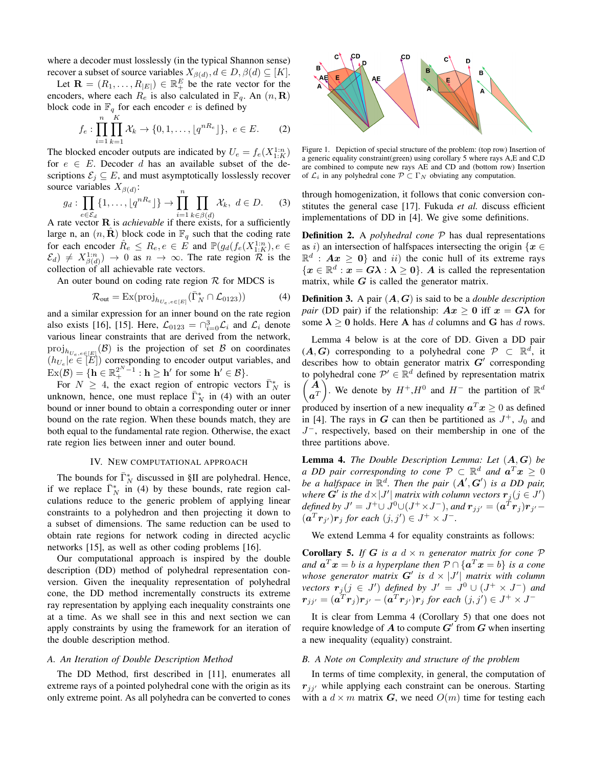where a decoder must losslessly (in the typical Shannon sense) recover a subset of source variables $X_{\beta(d)}, d \in D, \beta(d) \subseteq [K]$.

Let $\mathbf{R} = (R_1, \ldots, R_{|E|}) \in \mathbb{R}_+^E$ be the rate vector for the encoders, where each $R_e$ is also calculated in $\mathbb{F}_q$. An $(n, \mathbf{R})$ block code in $\mathbb{F}_q$ for each encoder $e$ is defined by

$$f_e : \prod_{i=1}^{n} \prod_{k=1}^{K} \mathcal{X}_k \to \{0, 1, \ldots, \lfloor q^{nR_e} \rfloor\}, \; e \in E. \quad (2)$$

The blocked encoder outputs are indicated by $U_e = f_e(X_{1:K}^{1:n})$ for $e \in E$. Decoder $d$ has an available subset of the descriptions $\mathcal{E}_j \subseteq E$, and must asymptotically losslessly recover source variables $X_{\beta(d)}$:

$$g_d : \prod_{e \in \mathcal{E}_d} \{1, \ldots, \lfloor q^{nR_e} \rfloor\} \to \prod_{i=1}^{n} \prod_{k \in \beta(d)} \mathcal{X}_k, \; d \in D. \quad (3)$$

A rate vector $\mathbf{R}$ is *achievable* if there exists, for a sufficiently large n, an $(n, \hat{\mathbf{R}})$ block code in $\mathbb{F}_q$ such that the coding rate for each encoder $\hat{R}_e \le R_e, e \in E$ and $\mathbb{P}(g_d(f_e(X_{1:K}^{1:n}), e \in \mathcal{E}_d) \neq X_{\beta(d)}^{1:n}) \to 0$ as $n \to \infty$. The rate region $\mathcal{R}$ is the collection of all achievable rate vectors.

An outer bound on coding rate region $\mathcal{R}$ for MDCS is

$$\mathcal{R}_{\text{out}} = \text{Ex}(\text{proj}_{h_{U_e, e \in [E]}}(\bar{\Gamma}_N^* \cap \mathcal{L}_{0123})) \quad (4)$$

and a similar expression for an inner bound on the rate region also exists [16], [15]. Here, $\mathcal{L}_{0123} = \cap_{i=0}^{3} \mathcal{L}_i$ and $\mathcal{L}_i$ denote various linear constraints that are derived from the network, $\text{proj}_{h_{U_e, e \in [E]}}(\mathcal{B})$ is the projection of set $\mathcal{B}$ on coordinates $(h_{U_e} | e \in [E])$ corresponding to encoder output variables, and $\text{Ex}(\mathcal{B}) = \{\mathbf{h} \in \mathbb{R}_+^{2^N - 1} : \mathbf{h} \ge \mathbf{h}' \text{ for some } \mathbf{h}' \in \mathcal{B}\}$.

For $N \ge 4$, the exact region of entropic vectors $\bar{\Gamma}_N^*$ is unknown, hence, one must replace $\bar{\Gamma}_N^*$ in (4) with an outer bound or inner bound to obtain a corresponding outer or inner bound on the rate region. When these bounds match, they are both equal to the fundamental rate region. Otherwise, the exact rate region lies between inner and outer bound.

## IV. New computational approach

The bounds for $\bar{\Gamma}_N^*$ discussed in §II are polyhedral. Hence, if we replace $\bar{\Gamma}_N^*$ in (4) by these bounds, rate region calculations reduce to the generic problem of applying linear constraints to a polyhedron and then projecting it down to a subset of dimensions. The same reduction can be used to obtain rate regions for network coding in directed acyclic networks [15], as well as other coding problems [16].

Our computational approach is inspired by the double description (DD) method of polyhedral representation conversion. Given the inequality representation of polyhedral cone, the DD method incrementally constructs its extreme ray representation by applying each inequality constraints one at a time. As we shall see in this and next section we can apply constraints by using the framework for an iteration of the double description method.

### A. An Iteration of Double Description Method

The DD Method, first described in [11], enumerates all extreme rays of a pointed polyhedral cone with the origin as its only extreme point. As all polyhedra can be converted to cones through homogenization, it follows that conic conversion constitutes the general case [17]. Fukuda *et al.* discuss efficient implementations of DD in [4]. We give some definitions.

Figure 1. Depiction of special structure of the problem: (top row) Insertion of a generic equality constraint(green) using corollary 5 where rays A,E and C,D are combined to compute new rays AE and CD and (bottom row) Insertion of $\mathcal{L}_i$ in any polyhedral cone $\mathcal{P} \subset \Gamma_N$ obviating any computation.

**Definition 2.** A *polyhedral cone* $\mathcal{P}$ has dual representations as $i)$ an intersection of halfspaces intersecting the origin $\{\boldsymbol{x} \in \mathbb{R}^d : \boldsymbol{A}\boldsymbol{x} \ge \mathbf{0}\}$ and $ii)$ the conic hull of its extreme rays $\{\boldsymbol{x} \in \mathbb{R}^d : \boldsymbol{x} = \boldsymbol{G}\boldsymbol{\lambda} : \boldsymbol{\lambda} \ge \mathbf{0}\}$. $\boldsymbol{A}$ is called the representation matrix, while $\boldsymbol{G}$ is called the generator matrix.

**Definition 3.** A pair $(\boldsymbol{A}, \boldsymbol{G})$ is said to be a *double description pair* (DD pair) if the relationship: $\boldsymbol{A}\boldsymbol{x} \ge \mathbf{0}$ iff $\boldsymbol{x} = \boldsymbol{G}\boldsymbol{\lambda}$ for some $\boldsymbol{\lambda} \ge \mathbf{0}$ holds. Here $\mathbf{A}$ has $d$ columns and $\mathbf{G}$ has $d$ rows.

Lemma 4 below is at the core of DD. Given a DD pair $(\boldsymbol{A}, \boldsymbol{G})$ corresponding to a polyhedral cone $\mathcal{P} \subset \mathbb{R}^d$, it describes how to obtain generator matrix $\boldsymbol{G}'$ corresponding to polyhedral cone $\mathcal{P}' \in \mathbb{R}^d$ defined by representation matrix $\begin{pmatrix} \boldsymbol{A} \\ \boldsymbol{a}^T \end{pmatrix}$. We denote by $H^+$, $H^0$ and $H^-$ the partition of $\mathbb{R}^d$ produced by insertion of a new inequality $\boldsymbol{a}^T\boldsymbol{x} \ge 0$ as defined in [4]. The rays in $\boldsymbol{G}$ can then be partitioned as $J^+$, $J_0$ and $J^-$, respectively, based on their membership in one of the three partitions above.

**Lemma 4.** *The Double Description Lemma: Let $(\boldsymbol{A}, \boldsymbol{G})$ be a DD pair corresponding to cone $\mathcal{P} \subset \mathbb{R}^d$ and $\boldsymbol{a}^T\boldsymbol{x} \ge 0$ be a halfspace in $\mathbb{R}^d$. Then the pair $(\boldsymbol{A}', \boldsymbol{G}')$ is a DD pair, where $\boldsymbol{G}'$ is the $d \times |J'|$ matrix with column vectors $\boldsymbol{r}_j (j \in J')$ defined by $J' = J^+ \cup J^0 \cup (J^+ \times J^-)$, and $\boldsymbol{r}_{jj'} = (\boldsymbol{a}^T\boldsymbol{r}_j)\boldsymbol{r}_{j'} - (\boldsymbol{a}^T\boldsymbol{r}_{j'})\boldsymbol{r}_j$ for each $(j, j') \in J^+ \times J^-$.*

We extend Lemma 4 for equality constraints as follows:

**Corollary 5.** *If $\boldsymbol{G}$ is a $d \times n$ generator matrix for cone $\mathcal{P}$ and $\boldsymbol{a}^T\boldsymbol{x} = b$ is a hyperplane then $\mathcal{P} \cap \{\boldsymbol{a}^T\boldsymbol{x} = b\}$ is a cone whose generator matrix $\boldsymbol{G}'$ is $d \times |J'|$ matrix with column vectors $\boldsymbol{r}_j (j \in J')$ defined by $J' = J^0 \cup (J^+ \times J^-)$ and $\boldsymbol{r}_{jj'} = (\boldsymbol{a}^T\boldsymbol{r}_j)\boldsymbol{r}_{j'} - (\boldsymbol{a}^T\boldsymbol{r}_{j'})\boldsymbol{r}_j$ for each $(j, j') \in J^+ \times J^-$*

It is clear from Lemma 4 (Corollary 5) that one does not require knowledge of $\boldsymbol{A}$ to compute $\boldsymbol{G}'$ from $\boldsymbol{G}$ when inserting a new inequality (equality) constraint.

### B. A Note on Complexity and structure of the problem

In terms of time complexity, in general, the computation of $\boldsymbol{r}_{jj'}$ while applying each constraint can be onerous. Starting with a $d \times m$ matrix $\boldsymbol{G}$, we need $O(m)$ time for testing each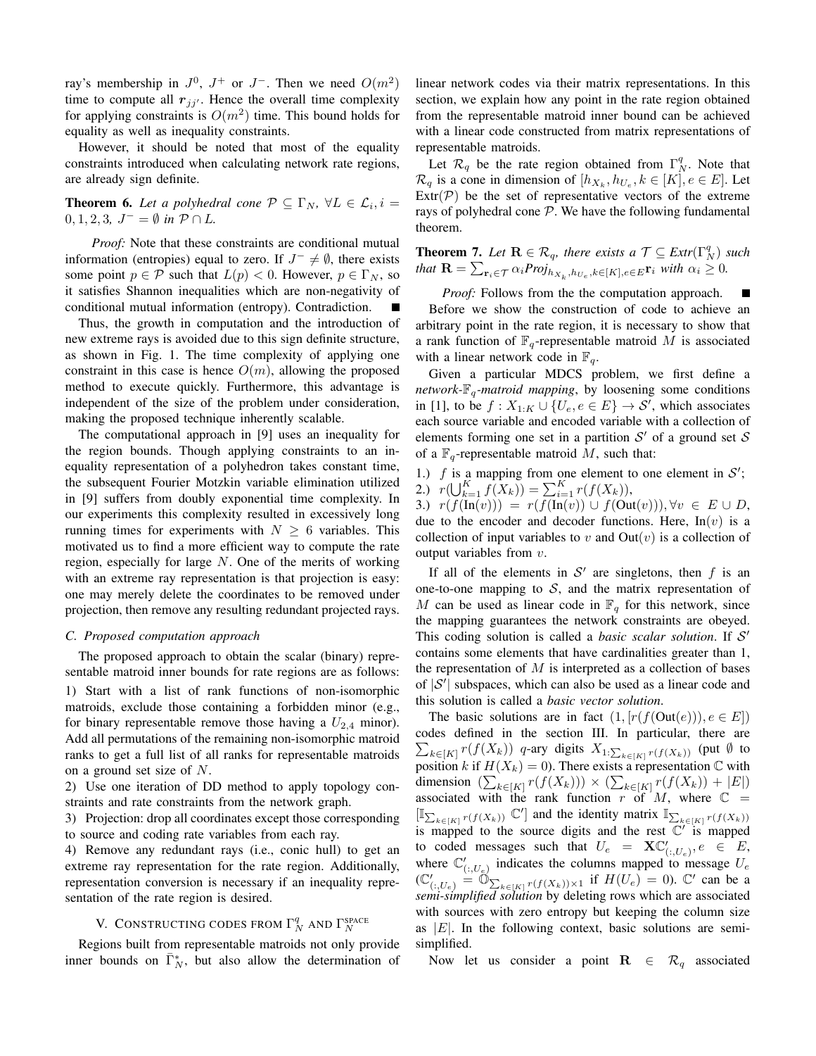ray's membership in $J^0$, $J^+$ or $J^-$. Then we need $O(m^2)$ time to compute all $\boldsymbol{r}_{jj'}$. Hence the overall time complexity for applying constraints is $O(m^2)$ time. This bound holds for equality as well as inequality constraints.

However, it should be noted that most of the equality constraints introduced when calculating network rate regions, are already sign definite.

**Theorem 6.** *Let a polyhedral cone $\mathcal{P} \subseteq \Gamma_N$, $\forall L \in \mathcal{L}_i, i = 0, 1, 2, 3$, $J^- = \emptyset$ in $\mathcal{P} \cap L$.*

*Proof:* Note that these constraints are conditional mutual information (entropies) equal to zero. If $J^- \neq \emptyset$, there exists some point $p \in \mathcal{P}$ such that $L(p) < 0$. However, $p \in \Gamma_N$, so it satisfies Shannon inequalities which are non-negativity of conditional mutual information (entropy). Contradiction. ∎

Thus, the growth in computation and the introduction of new extreme rays is avoided due to this sign definite structure, as shown in Fig. 1. The time complexity of applying one constraint in this case is hence $O(m)$, allowing the proposed method to execute quickly. Furthermore, this advantage is independent of the size of the problem under consideration, making the proposed technique inherently scalable.

The computational approach in [9] uses an inequality for the region bounds. Though applying constraints to an inequality representation of a polyhedron takes constant time, the subsequent Fourier Motzkin variable elimination utilized in [9] suffers from doubly exponential time complexity. In our experiments this complexity resulted in excessively long running times for experiments with $N \geq 6$ variables. This motivated us to find a more efficient way to compute the rate region, especially for large $N$. One of the merits of working with an extreme ray representation is that projection is easy: one may merely delete the coordinates to be removed under projection, then remove any resulting redundant projected rays.

### C. Proposed computation approach

The proposed approach to obtain the scalar (binary) representable matroid inner bounds for rate regions are as follows:

1) Start with a list of rank functions of non-isomorphic matroids, exclude those containing a forbidden minor (e.g., for binary representable remove those having a $U_{2,4}$ minor). Add all permutations of the remaining non-isomorphic matroid ranks to get a full list of all ranks for representable matroids on a ground set size of $N$.

2) Use one iteration of DD method to apply topology constraints and rate constraints from the network graph.

3) Projection: drop all coordinates except those corresponding to source and coding rate variables from each ray.

4) Remove any redundant rays (i.e., conic hull) to get an extreme ray representation for the rate region. Additionally, representation conversion is necessary if an inequality representation of the rate region is desired.

## V. Constructing codes from $\Gamma_N^q$ and $\Gamma_N^{\text{SPACE}}$

Regions built from representable matroids not only provide inner bounds on $\bar{\Gamma}_N^*$, but also allow the determination of linear network codes via their matrix representations. In this section, we explain how any point in the rate region obtained from the representable matroid inner bound can be achieved with a linear code constructed from matrix representations of representable matroids.

Let $\mathcal{R}_q$ be the rate region obtained from $\Gamma_N^q$. Note that $\mathcal{R}_q$ is a cone in dimension of $[h_{X_k}, h_{U_e}, k \in [K], e \in E]$. Let $\text{Extr}(\mathcal{P})$ be the set of representative vectors of the extreme rays of polyhedral cone $\mathcal{P}$. We have the following fundamental theorem.

**Theorem 7.** *Let $\mathbf{R} \in \mathcal{R}_q$, there exists a $\mathcal{T} \subseteq \text{Extr}(\Gamma_N^q)$ such that $\mathbf{R} = \sum_{\mathbf{r}_i \in \mathcal{T}} \alpha_i \text{Proj}_{h_{X_k}, h_{U_e}, k \in [K], e \in E} \mathbf{r}_i$ with $\alpha_i \geq 0$.*

*Proof:* Follows from the the computation approach. ∎

Before we show the construction of code to achieve an arbitrary point in the rate region, it is necessary to show that a rank function of $\mathbb{F}_q$-representable matroid $M$ is associated with a linear network code in $\mathbb{F}_q$.

Given a particular MDCS problem, we first define a *network-$\mathbb{F}_q$-matroid mapping*, by loosening some conditions in [1], to be $f : X_{1:K} \cup \{U_e, e \in E\} \to \mathcal{S}'$, which associates each source variable and encoded variable with a collection of elements forming one set in a partition $\mathcal{S}'$ of a ground set $\mathcal{S}$ of a $\mathbb{F}_q$-representable matroid $M$, such that:

1.) $f$ is a mapping from one element to one element in $\mathcal{S}'$;
2.) $r(\bigcup_{k=1}^K f(X_k)) = \sum_{i=1}^K r(f(X_k))$,
3.) $r(f(\text{In}(v))) = r(f(\text{In}(v)) \cup f(\text{Out}(v))), \forall v \in E \cup D$, due to the encoder and decoder functions. Here, $\text{In}(v)$ is a collection of input variables to $v$ and $\text{Out}(v)$ is a collection of output variables from $v$.

If all of the elements in $\mathcal{S}'$ are singletons, then $f$ is an one-to-one mapping to $\mathcal{S}$, and the matrix representation of $M$ can be used as linear code in $\mathbb{F}_q$ for this network, since the mapping guarantees the network constraints are obeyed. This coding solution is called a *basic scalar solution*. If $\mathcal{S}'$ contains some elements that have cardinalities greater than 1, the representation of $M$ is interpreted as a collection of bases of $|\mathcal{S}'|$ subspaces, which can also be used as a linear code and this solution is called a *basic vector solution*.

The basic solutions are in fact $(1, [r(f(\text{Out}(e))), e \in E])$ codes defined in the section III. In particular, there are $\sum_{k \in [K]} r(f(X_k))$ $q$-ary digits $X_{1:\sum_{k \in [K]} r(f(X_k))}$ (put $\emptyset$ to position $k$ if $H(X_k) = 0$). There exists a representation $\mathbb{C}$ with dimension $(\sum_{k \in [K]} r(f(X_k))) \times (\sum_{k \in [K]} r(f(X_k)) + |E|)$ associated with the rank function $r$ of $M$, where $\mathbb{C} = [\mathbb{I}_{\sum_{k \in [K]} r(f(X_k))} \ \mathbb{C}']$ and the identity matrix $\mathbb{I}_{\sum_{k \in [K]} r(f(X_k))}$ is mapped to the source digits and the rest $\mathbb{C}'$ is mapped to coded messages such that $U_e = \mathbf{X}\mathbb{C}'_{(:,U_e)}, e \in E$, where $\mathbb{C}'_{(:,U_e)}$ indicates the columns mapped to message $U_e$ ($\mathbb{C}'_{(:,U_e)} = \mathbb{O}_{\sum_{k \in [K]} r(f(X_k)) \times 1}$ if $H(U_e) = 0$). $\mathbb{C}'$ can be a *semi-simplified solution* by deleting rows which are associated with sources with zero entropy but keeping the column size as $|E|$. In the following context, basic solutions are semi-simplified.

Now let us consider a point $\mathbf{R} \in \mathcal{R}_q$ associated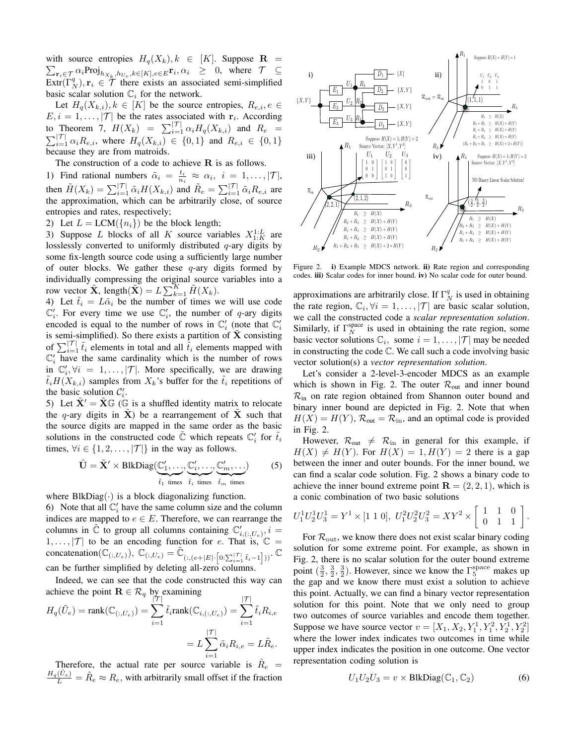with source entropies $H_q(X_k), k \in [K]$. Suppose $\mathbf{R} = \sum_{\mathbf{r}_i \in \mathcal{T}} \alpha_i \text{Proj}_{h_{X_k}, h_{U_e}, k\in[K], e\in E} \mathbf{r}_i, \alpha_i \geq 0$, where $\mathcal{T} \subseteq \text{Extr}(\Gamma_N^q), \mathbf{r}_i \in \mathcal{T}$ there exists an associated semi-simplified basic scalar solution $\mathbb{C}_i$ for the network.

Let $H_q(X_{k,i}), k \in [K]$ be the source entropies, $R_{e,i}, e \in E, i = 1, \ldots, |\mathcal{T}|$ be the rates associated with $\mathbf{r}_i$. According to Theorem 7, $H(X_k) = \sum_{i=1}^{|\mathcal{T}|} \alpha_i H_q(X_{k,i})$ and $R_e = \sum_{i=1}^{|\mathcal{T}|} \alpha_i R_{e,i}$, where $H_q(X_{k,i}) \in \{0, 1\}$ and $R_{e,i} \in \{0, 1\}$ because they are from matroids.

The construction of a code to achieve $\mathbf{R}$ is as follows.

1) Find rational numbers $\tilde{\alpha}_i = \frac{t_i}{n_i} \approx \alpha_i, \ i = 1, \ldots, |\mathcal{T}|$, then $\tilde{H}(X_k) = \sum_{i=1}^{|\mathcal{T}|} \tilde{\alpha}_i H(X_{k,i})$ and $\tilde{R}_e = \sum_{i=1}^{|\mathcal{T}|} \tilde{\alpha}_i R_{e,i}$ are the approximation, which can be arbitrarily close, of source entropies and rates, respectively;

2) Let $L = \text{LCM}(\{n_i\})$ be the block length;

3) Suppose $L$ blocks of all $K$ source variables $X_{1:K}^{1:L}$ are losslessly converted to uniformly distributed $q$-ary digits by some fix-length source code using a sufficiently large number of outer blocks. We gather these $q$-ary digits formed by individually compressing the original source variables into a row vector $\tilde{\mathbf{X}}$, $\text{length}(\tilde{\mathbf{X}}) = L \sum_{k=1}^{K} \tilde{H}(X_k)$.

4) Let $\tilde{t}_i = L\tilde{\alpha}_i$ be the number of times we will use code $\mathbb{C}'_i$. For every time we use $\mathbb{C}'_i$, the number of $q$-ary digits encoded is equal to the number of rows in $\mathbb{C}'_i$ (note that $\mathbb{C}'_i$ is semi-simplified). So there exists a partition of $\tilde{\mathbf{X}}$ consisting of $\sum_{i=1}^{|\mathcal{T}|} \tilde{t}_i$ elements in total and all $\tilde{t}_i$ elements mapped with $\mathbb{C}'_i$ have the same cardinality which is the number of rows in $\mathbb{C}'_i, \forall i = 1, \ldots, |\mathcal{T}|$. More specifically, we are drawing $\tilde{t}_i H(X_{k,i})$ samples from $X_k$'s buffer for the $\tilde{t}_i$ repetitions of the basic solution $\mathcal{C}'_i$.

5) Let $\tilde{\mathbf{X}}' = \tilde{\mathbf{X}}\mathbb{G}$ ($\mathbb{G}$ is a shuffled identity matrix to relocate the $q$-ary digits in $\tilde{\mathbf{X}}$) be a rearrangement of $\tilde{\mathbf{X}}$ such that the source digits are mapped in the same order as the basic solutions in the constructed code $\tilde{\mathbb{C}}$ which repeats $\mathbb{C}'_i$ for $\tilde{t}_i$ times, $\forall i \in \{1, 2, \ldots, |\mathcal{T}|\}$ in the way as follows.

$$\tilde{\mathbf{U}} = \tilde{\mathbf{X}}' \times \text{BlkDiag}(\underbrace{\mathbb{C}'_1, \ldots,}_{\tilde{t}_1 \text{ times}} \underbrace{\mathbb{C}'_i, \ldots,}_{\tilde{t}_i \text{ times}} \underbrace{\mathbb{C}'_m, \ldots}_{\tilde{t}_m \text{ times}}) \tag{5}$$

where $\text{BlkDiag}(\cdot)$ is a block diagonalizing function.

6) Note that all $\mathbb{C}'_i$ have the same column size and the column indices are mapped to $e \in E$. Therefore, we can rearrange the columns in $\tilde{\mathbb{C}}$ to group all columns containing $\mathbb{C}'_{i,(:,U_e)}, i = 1, \ldots, |\mathcal{T}|$ to be an encoding function for $e$. That is, $\mathbb{C} = \text{concatenation}(\mathbb{C}_{(:,U_e)})$, $\mathbb{C}_{(:,U_e)} = \tilde{\mathbb{C}}_{(:,(e+|E|\cdot[0:\sum_{i=1}^{|\mathcal{T}|} \tilde{t}_i - 1]))}$. $\mathbb{C}$ can be further simplified by deleting all-zero columns.

Indeed, we can see that the code constructed this way can achieve the point $\mathbf{R} \in \mathcal{R}_q$ by examining

$$H_q(\tilde{U}_e) = \text{rank}(\mathbb{C}_{(:,U_e)}) = \sum_{i=1}^{|\mathcal{T}|} \tilde{t}_i \text{rank}(\mathbb{C}_{i,(:,U_e)}) = \sum_{i=1}^{|\mathcal{T}|} \tilde{t}_i R_{i,e}$$

$$= L \sum_{i=1}^{|\mathcal{T}|} \tilde{\alpha}_i R_{i,e} = L\tilde{R}_e.$$

Therefore, the actual rate per source variable is $\hat{R}_e = \frac{H_q(\tilde{U}_e)}{L} = \tilde{R}_e \approx R_e$, with arbitrarily small offset if the fraction approximations are arbitrarily close. If $\Gamma_N^q$ is used in obtaining the rate region, $\mathbb{C}_i, \forall i = 1, \ldots, |\mathcal{T}|$ are basic scalar solution, we call the constructed code a *scalar representation solution*. Similarly, if $\Gamma_N^{\text{space}}$ is used in obtaining the rate region, some basic vector solutions $\mathbb{C}_i$, some $i = 1, \ldots, |\mathcal{T}|$ may be needed in constructing the code $\mathbb{C}$. We call such a code involving basic vector solution(s) a *vector representation solution*.

Figure 2. **i)** Example MDCS network. **ii)** Rate region and corresponding codes. **iii)** Scalar codes for inner bound. **iv)** No scalar code for outer bound.

Let's consider a 2-level-3-encoder MDCS as an example which is shown in Fig. 2. The outer $\mathcal{R}_{\text{out}}$ and inner bound $\mathcal{R}_{\text{in}}$ on rate region obtained from Shannon outer bound and binary inner bound are depicted in Fig. 2. Note that when $H(X) = H(Y)$, $\mathcal{R}_{\text{out}} = \mathcal{R}_{\text{in}}$, and an optimal code is provided in Fig. 2.

However, $\mathcal{R}_{\text{out}} \neq \mathcal{R}_{\text{in}}$ in general for this example, if $H(X) \neq H(Y)$. For $H(X) = 1, H(Y) = 2$ there is a gap between the inner and outer bounds. For the inner bound, we can find a scalar code solution. Fig. 2 shows a binary code to achieve the inner bound extreme point $\mathbf{R} = (2, 2, 1)$, which is a conic combination of two basic solutions

$$U_1^1 U_2^1 U_3^1 = Y^1 \times [1\ 1\ 0],\ U_1^2 U_2^2 U_3^2 = XY^2 \times \begin{bmatrix} 1 & 1 & 0 \\ 0 & 1 & 1 \end{bmatrix}.$$

For $\mathcal{R}_{\text{out}}$, we know there does not exist scalar binary coding solution for some extreme point. For example, as shown in Fig. 2, there is no scalar solution for the outer bound extreme point $(\frac{3}{2}, \frac{3}{2}, \frac{3}{2})$. However, since we know the $\Gamma_5^{\text{space}}$ makes up the gap and we know there must exist a solution to achieve this point. Actually, we can find a binary vector representation solution for this point. Note that we only need to group two outcomes of source variables and encode them together. Suppose we have source vector $v = [X_1, X_2, Y_1^1, Y_1^2, Y_2^1, Y_2^2]$ where the lower index indicates two outcomes in time while upper index indicates the position in one outcome. One vector representation coding solution is

$$U_1 U_2 U_3 = v \times \text{BlkDiag}(\mathbb{C}_1, \mathbb{C}_2) \tag{6}$$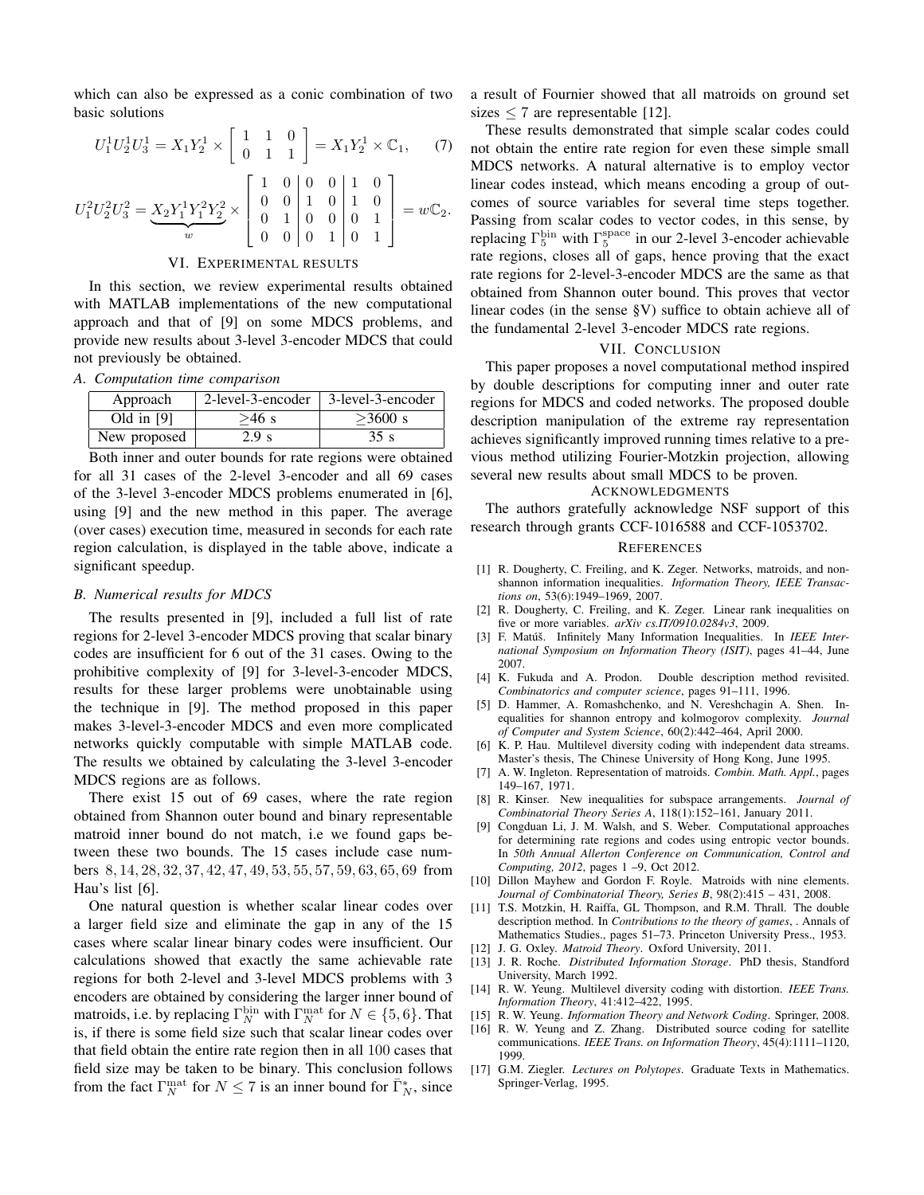which can also be expressed as a conic combination of two basic solutions

$$U_1^1 U_2^1 U_3^1 = X_1 Y_2^1 \times \begin{bmatrix} 1 & 1 & 0 \\ 0 & 1 & 1 \end{bmatrix} = X_1 Y_2^1 \times \mathbb{C}_1, \quad (7)$$

$$U_1^2 U_2^2 U_3^2 = \underbrace{X_2 Y_1^1 Y_1^2 Y_2^2}_{w} \times \left[\begin{array}{cc|cc|cc} 1 & 0 & 0 & 0 & 1 & 0 \\ 0 & 0 & 1 & 0 & 1 & 0 \\ 0 & 1 & 0 & 0 & 0 & 1 \\ 0 & 0 & 0 & 1 & 0 & 1 \end{array}\right] = w\mathbb{C}_2.$$

## VI. Experimental results

In this section, we review experimental results obtained with MATLAB implementations of the new computational approach and that of [9] on some MDCS problems, and provide new results about 3-level 3-encoder MDCS that could not previously be obtained.

### A. Computation time comparison

| Approach | 2-level-3-encoder | 3-level-3-encoder |
|---|---|---|
| Old in [9] | $\geq$46 s | $\geq$3600 s |
| New proposed | 2.9 s | 35 s |

Both inner and outer bounds for rate regions were obtained for all 31 cases of the 2-level 3-encoder and all 69 cases of the 3-level 3-encoder MDCS problems enumerated in [6], using [9] and the new method in this paper. The average (over cases) execution time, measured in seconds for each rate region calculation, is displayed in the table above, indicate a significant speedup.

### B. Numerical results for MDCS

The results presented in [9], included a full list of rate regions for 2-level 3-encoder MDCS proving that scalar binary codes are insufficient for 6 out of the 31 cases. Owing to the prohibitive complexity of [9] for 3-level-3-encoder MDCS, results for these larger problems were unobtainable using the technique in [9]. The method proposed in this paper makes 3-level-3-encoder MDCS and even more complicated networks quickly computable with simple MATLAB code. The results we obtained by calculating the 3-level 3-encoder MDCS regions are as follows.

There exist 15 out of 69 cases, where the rate region obtained from Shannon outer bound and binary representable matroid inner bound do not match, i.e we found gaps between these two bounds. The 15 cases include case numbers $8, 14, 28, 32, 37, 42, 47, 49, 53, 55, 57, 59, 63, 65, 69$ from Hau's list [6].

One natural question is whether scalar linear codes over a larger field size and eliminate the gap in any of the 15 cases where scalar linear binary codes were insufficient. Our calculations showed that exactly the same achievable rate regions for both 2-level and 3-level MDCS problems with 3 encoders are obtained by considering the larger inner bound of matroids, i.e. by replacing $\Gamma_N^{\text{bin}}$ with $\Gamma_N^{\text{mat}}$ for $N \in \{5, 6\}$. That is, if there is some field size such that scalar linear codes over that field obtain the entire rate region then in all 100 cases that field size may be taken to be binary. This conclusion follows from the fact $\Gamma_N^{\text{mat}}$ for $N \leq 7$ is an inner bound for $\bar{\Gamma}_N^*$, since a result of Fournier showed that all matroids on ground set sizes $\leq 7$ are representable [12].

These results demonstrated that simple scalar codes could not obtain the entire rate region for even these simple small MDCS networks. A natural alternative is to employ vector linear codes instead, which means encoding a group of outcomes of source variables for several time steps together. Passing from scalar codes to vector codes, in this sense, by replacing $\Gamma_5^{\text{bin}}$ with $\Gamma_5^{\text{space}}$ in our 2-level 3-encoder achievable rate regions, closes all of gaps, hence proving that the exact rate regions for 2-level-3-encoder MDCS are the same as that obtained from Shannon outer bound. This proves that vector linear codes (in the sense §V) suffice to obtain achieve all of the fundamental 2-level 3-encoder MDCS rate regions.

## VII. Conclusion

This paper proposes a novel computational method inspired by double descriptions for computing inner and outer rate regions for MDCS and coded networks. The proposed double description manipulation of the extreme ray representation achieves significantly improved running times relative to a previous method utilizing Fourier-Motzkin projection, allowing several new results about small MDCS to be proven.

## Acknowledgments

The authors gratefully acknowledge NSF support of this research through grants CCF-1016588 and CCF-1053702.

## References

[1] R. Dougherty, C. Freiling, and K. Zeger. Networks, matroids, and non-shannon information inequalities. *Information Theory, IEEE Transactions on*, 53(6):1949–1969, 2007.

[2] R. Dougherty, C. Freiling, and K. Zeger. Linear rank inequalities on five or more variables. *arXiv cs.IT/0910.0284v3*, 2009.

[3] F. Matúš. Infinitely Many Information Inequalities. In *IEEE International Symposium on Information Theory (ISIT)*, pages 41–44, June 2007.

[4] K. Fukuda and A. Prodon. Double description method revisited. *Combinatorics and computer science*, pages 91–111, 1996.

[5] D. Hammer, A. Romashchenko, and N. Vereshchagin A. Shen. Inequalities for shannon entropy and kolmogorov complexity. *Journal of Computer and System Science*, 60(2):442–464, April 2000.

[6] K. P. Hau. Multilevel diversity coding with independent data streams. Master's thesis, The Chinese University of Hong Kong, June 1995.

[7] A. W. Ingleton. Representation of matroids. *Combin. Math. Appl.*, pages 149–167, 1971.

[8] R. Kinser. New inequalities for subspace arrangements. *Journal of Combinatorial Theory Series A*, 118(1):152–161, January 2011.

[9] Congduan Li, J. M. Walsh, and S. Weber. Computational approaches for determining rate regions and codes using entropic vector bounds. In *50th Annual Allerton Conference on Communication, Control and Computing, 2012*, pages 1 –9, Oct 2012.

[10] Dillon Mayhew and Gordon F. Royle. Matroids with nine elements. *Journal of Combinatorial Theory, Series B*, 98(2):415 – 431, 2008.

[11] T.S. Motzkin, H. Raiffa, GL Thompson, and R.M. Thrall. The double description method. In *Contributions to the theory of games*, . Annals of Mathematics Studies., pages 51–73. Princeton University Press., 1953.

[12] J. G. Oxley. *Matroid Theory*. Oxford University, 2011.

[13] J. R. Roche. *Distributed Information Storage*. PhD thesis, Standford University, March 1992.

[14] R. W. Yeung. Multilevel diversity coding with distortion. *IEEE Trans. Information Theory*, 41:412–422, 1995.

[15] R. W. Yeung. *Information Theory and Network Coding*. Springer, 2008.

[16] R. W. Yeung and Z. Zhang. Distributed source coding for satellite communications. *IEEE Trans. on Information Theory*, 45(4):1111–1120, 1999.

[17] G.M. Ziegler. *Lectures on Polytopes*. Graduate Texts in Mathematics. Springer-Verlag, 1995.